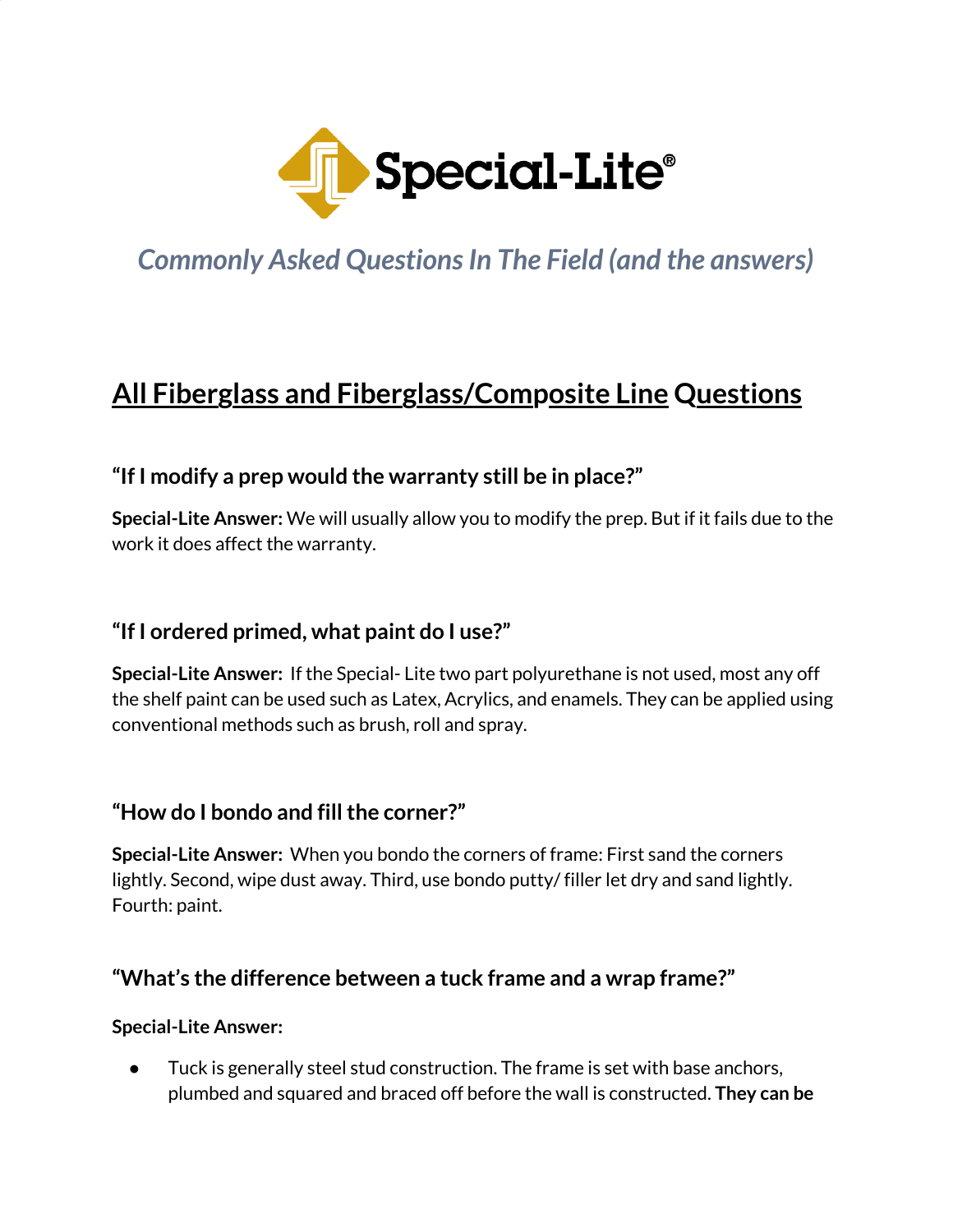Special-Lite®

*Commonly Asked Questions In The Field (and the answers)*

## All Fiberglass and Fiberglass/Composite Line Questions

### "If I modify a prep would the warranty still be in place?"

**Special-Lite Answer:** We will usually allow you to modify the prep. But if it fails due to the work it does affect the warranty.

### "If I ordered primed, what paint do I use?"

**Special-Lite Answer:** If the Special- Lite two part polyurethane is not used, most any off the shelf paint can be used such as Latex, Acrylics, and enamels. They can be applied using conventional methods such as brush, roll and spray.

### "How do I bondo and fill the corner?"

**Special-Lite Answer:** When you bondo the corners of frame: First sand the corners lightly. Second, wipe dust away. Third, use bondo putty/ filler let dry and sand lightly. Fourth: paint.

### "What's the difference between a tuck frame and a wrap frame?"

**Special-Lite Answer:**

- Tuck is generally steel stud construction. The frame is set with base anchors, plumbed and squared and braced off before the wall is constructed. **They can be**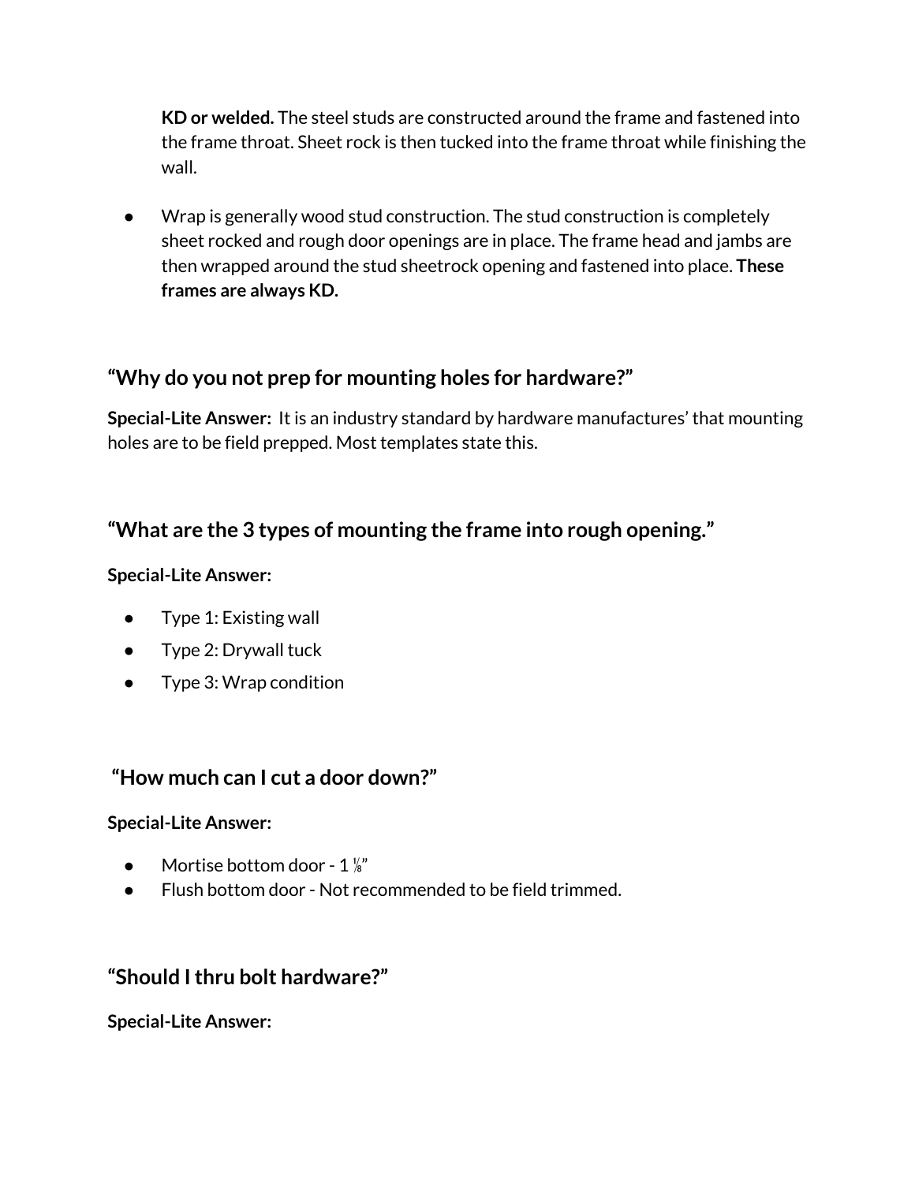**KD or welded.** The steel studs are constructed around the frame and fastened into the frame throat. Sheet rock is then tucked into the frame throat while finishing the wall.

- Wrap is generally wood stud construction. The stud construction is completely sheet rocked and rough door openings are in place. The frame head and jambs are then wrapped around the stud sheetrock opening and fastened into place. **These frames are always KD.**

## "Why do you not prep for mounting holes for hardware?"

**Special-Lite Answer:** It is an industry standard by hardware manufactures' that mounting holes are to be field prepped. Most templates state this.

## "What are the 3 types of mounting the frame into rough opening."

**Special-Lite Answer:**

- Type 1: Existing wall
- Type 2: Drywall tuck
- Type 3: Wrap condition

## "How much can I cut a door down?"

**Special-Lite Answer:**

- Mortise bottom door - 1 ⅛"
- Flush bottom door - Not recommended to be field trimmed.

## "Should I thru bolt hardware?"

**Special-Lite Answer:**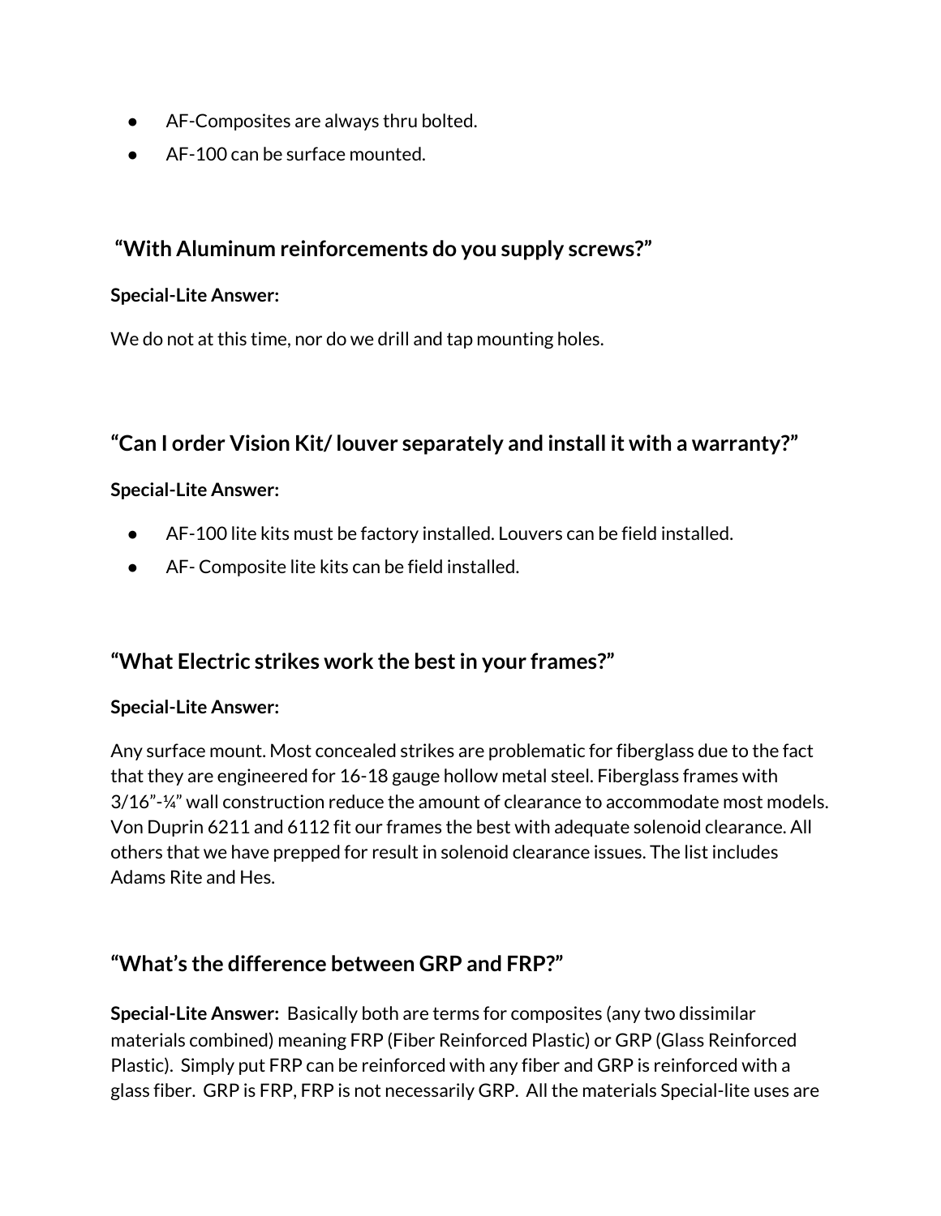- AF-Composites are always thru bolted.
- AF-100 can be surface mounted.

## "With Aluminum reinforcements do you supply screws?"

**Special-Lite Answer:**

We do not at this time, nor do we drill and tap mounting holes.

## "Can I order Vision Kit/ louver separately and install it with a warranty?"

**Special-Lite Answer:**

- AF-100 lite kits must be factory installed. Louvers can be field installed.
- AF- Composite lite kits can be field installed.

## "What Electric strikes work the best in your frames?"

**Special-Lite Answer:**

Any surface mount. Most concealed strikes are problematic for fiberglass due to the fact that they are engineered for 16-18 gauge hollow metal steel. Fiberglass frames with 3/16"-¼" wall construction reduce the amount of clearance to accommodate most models. Von Duprin 6211 and 6112 fit our frames the best with adequate solenoid clearance. All others that we have prepped for result in solenoid clearance issues. The list includes Adams Rite and Hes.

## "What's the difference between GRP and FRP?"

**Special-Lite Answer:** Basically both are terms for composites (any two dissimilar materials combined) meaning FRP (Fiber Reinforced Plastic) or GRP (Glass Reinforced Plastic). Simply put FRP can be reinforced with any fiber and GRP is reinforced with a glass fiber. GRP is FRP, FRP is not necessarily GRP. All the materials Special-lite uses are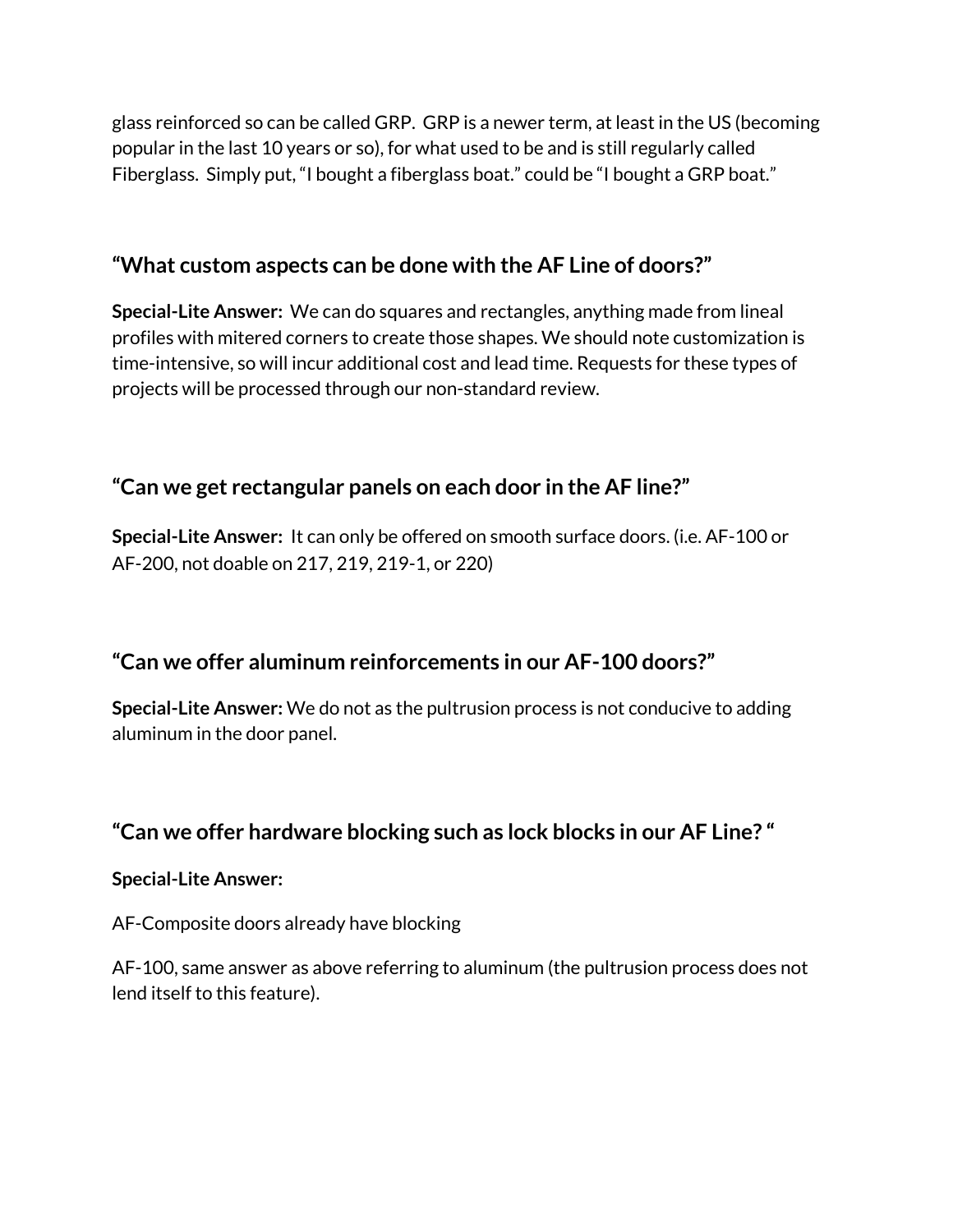glass reinforced so can be called GRP. GRP is a newer term, at least in the US (becoming popular in the last 10 years or so), for what used to be and is still regularly called Fiberglass. Simply put, "I bought a fiberglass boat." could be "I bought a GRP boat."

## "What custom aspects can be done with the AF Line of doors?"

**Special-Lite Answer:** We can do squares and rectangles, anything made from lineal profiles with mitered corners to create those shapes. We should note customization is time-intensive, so will incur additional cost and lead time. Requests for these types of projects will be processed through our non-standard review.

## "Can we get rectangular panels on each door in the AF line?"

**Special-Lite Answer:** It can only be offered on smooth surface doors. (i.e. AF-100 or AF-200, not doable on 217, 219, 219-1, or 220)

## "Can we offer aluminum reinforcements in our AF-100 doors?"

**Special-Lite Answer:** We do not as the pultrusion process is not conducive to adding aluminum in the door panel.

## "Can we offer hardware blocking such as lock blocks in our AF Line? "

**Special-Lite Answer:**

AF-Composite doors already have blocking

AF-100, same answer as above referring to aluminum (the pultrusion process does not lend itself to this feature).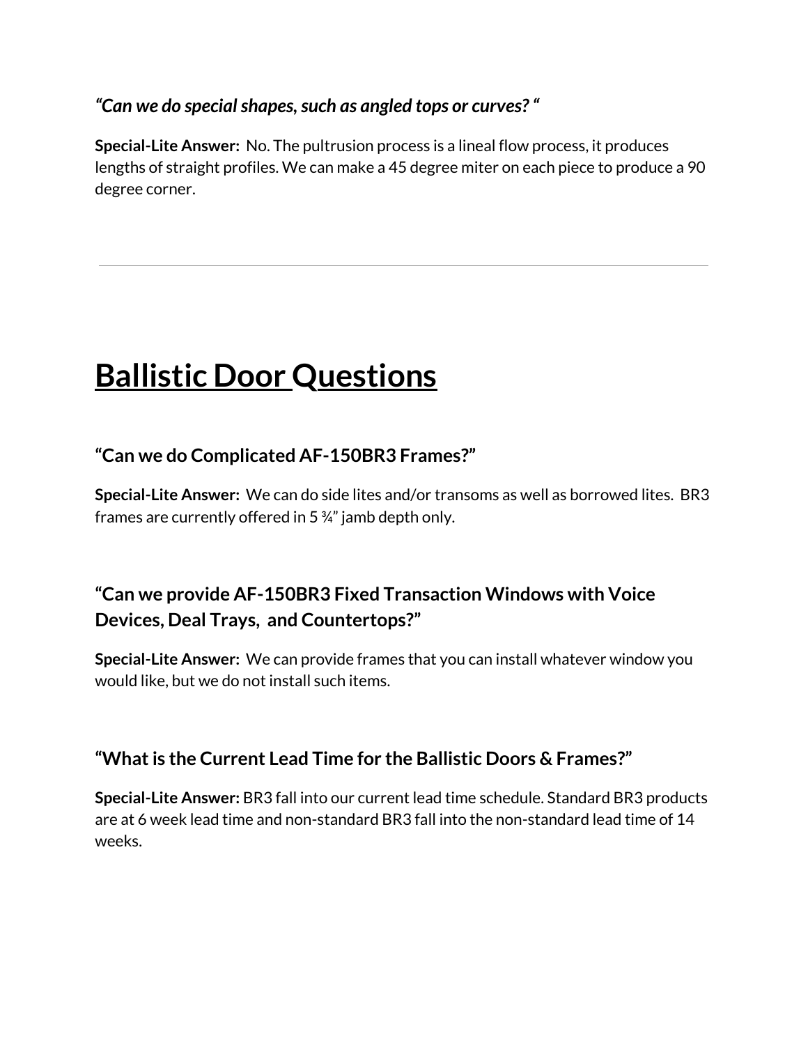***"Can we do special shapes, such as angled tops or curves? "***

**Special-Lite Answer:** No. The pultrusion process is a lineal flow process, it produces lengths of straight profiles. We can make a 45 degree miter on each piece to produce a 90 degree corner.

---

# Ballistic Door Questions

### "Can we do Complicated AF-150BR3 Frames?"

**Special-Lite Answer:** We can do side lites and/or transoms as well as borrowed lites. BR3 frames are currently offered in 5 ¾" jamb depth only.

### "Can we provide AF-150BR3 Fixed Transaction Windows with Voice Devices, Deal Trays, and Countertops?"

**Special-Lite Answer:** We can provide frames that you can install whatever window you would like, but we do not install such items.

### "What is the Current Lead Time for the Ballistic Doors & Frames?"

**Special-Lite Answer:** BR3 fall into our current lead time schedule. Standard BR3 products are at 6 week lead time and non-standard BR3 fall into the non-standard lead time of 14 weeks.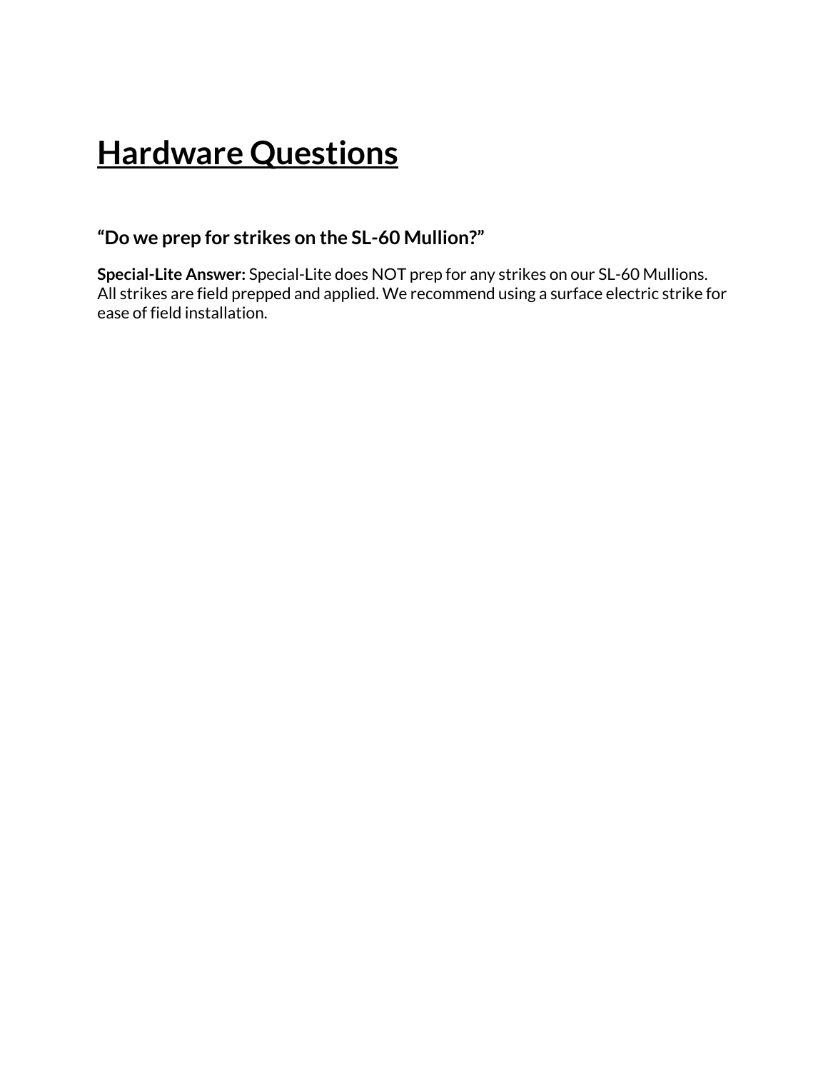# Hardware Questions

### "Do we prep for strikes on the SL-60 Mullion?"

**Special-Lite Answer:** Special-Lite does NOT prep for any strikes on our SL-60 Mullions. All strikes are field prepped and applied. We recommend using a surface electric strike for ease of field installation.